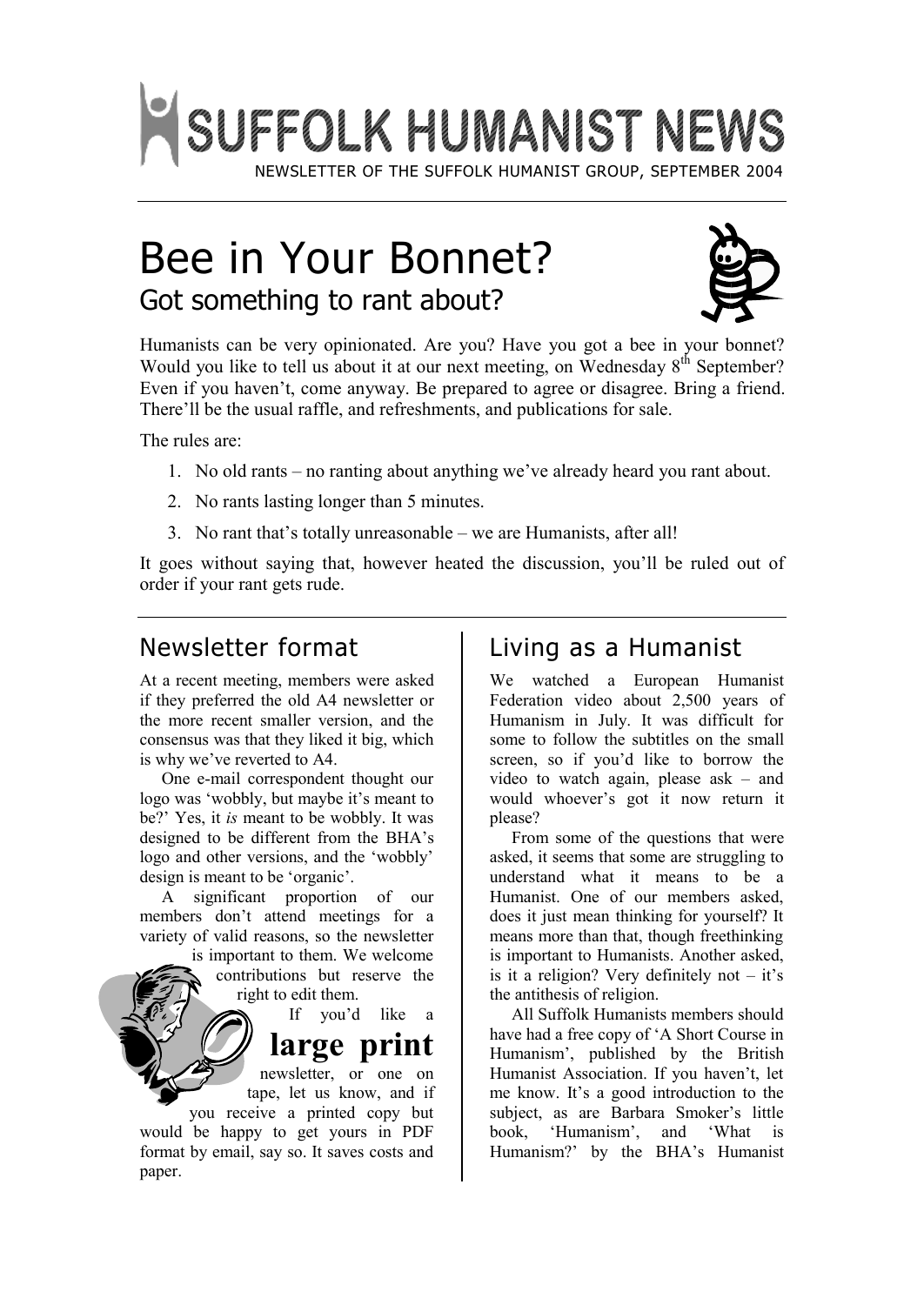# SUFFOLK HUMANIST NEWS

NEWSLETTER OF THE SUFFOLK HUMANIST GROUP, SEPTEMBER 2004

## Bee in Your Bonnet?

### Got something to rant about?

Humanists can be very opinionated. Are you? Have you got a bee in your bonnet? Would you like to tell us about it at our next meeting, on Wednesday 8th September? Even if you haven't, come anyway. Be prepared to agree or disagree. Bring a friend. There'll be the usual raffle, and refreshments, and publications for sale.

The rules are:

1. No old rants – no ranting about anything we've already heard you rant about.
2. No rants lasting longer than 5 minutes.
3. No rant that's totally unreasonable – we are Humanists, after all!

It goes without saying that, however heated the discussion, you'll be ruled out of order if your rant gets rude.

## Newsletter format

At a recent meeting, members were asked if they preferred the old A4 newsletter or the more recent smaller version, and the consensus was that they liked it big, which is why we've reverted to A4.

One e-mail correspondent thought our logo was 'wobbly, but maybe it's meant to be?' Yes, it *is* meant to be wobbly. It was designed to be different from the BHA's logo and other versions, and the 'wobbly' design is meant to be 'organic'.

A significant proportion of our members don't attend meetings for a variety of valid reasons, so the newsletter is important to them. We welcome contributions but reserve the right to edit them.

If you'd like a **large print** newsletter, or one on tape, let us know, and if you receive a printed copy but would be happy to get yours in PDF format by email, say so. It saves costs and paper.

## Living as a Humanist

We watched a European Humanist Federation video about 2,500 years of Humanism in July. It was difficult for some to follow the subtitles on the small screen, so if you'd like to borrow the video to watch again, please ask – and would whoever's got it now return it please?

From some of the questions that were asked, it seems that some are struggling to understand what it means to be a Humanist. One of our members asked, does it just mean thinking for yourself? It means more than that, though freethinking is important to Humanists. Another asked, is it a religion? Very definitely not – it's the antithesis of religion.

All Suffolk Humanists members should have had a free copy of 'A Short Course in Humanism', published by the British Humanist Association. If you haven't, let me know. It's a good introduction to the subject, as are Barbara Smoker's little book, 'Humanism', and 'What is Humanism?' by the BHA's Humanist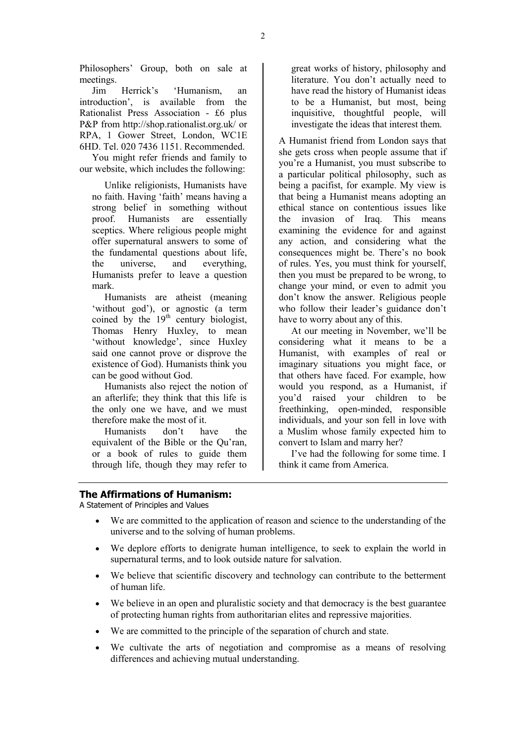Philosophers' Group, both on sale at meetings.

Jim Herrick's 'Humanism, an introduction', is available from the Rationalist Press Association - £6 plus P&P from http://shop.rationalist.org.uk/ or RPA, 1 Gower Street, London, WC1E 6HD. Tel. 020 7436 1151. Recommended.

You might refer friends and family to our website, which includes the following:

> Unlike religionists, Humanists have no faith. Having 'faith' means having a strong belief in something without proof. Humanists are essentially sceptics. Where religious people might offer supernatural answers to some of the fundamental questions about life, the universe, and everything, Humanists prefer to leave a question mark.
>
> Humanists are atheist (meaning 'without god'), or agnostic (a term coined by the 19th century biologist, Thomas Henry Huxley, to mean 'without knowledge', since Huxley said one cannot prove or disprove the existence of God). Humanists think you can be good without God.
>
> Humanists also reject the notion of an afterlife; they think that this life is the only one we have, and we must therefore make the most of it.
>
> Humanists don't have the equivalent of the Bible or the Qu'ran, or a book of rules to guide them through life, though they may refer to great works of history, philosophy and literature. You don't actually need to have read the history of Humanist ideas to be a Humanist, but most, being inquisitive, thoughtful people, will investigate the ideas that interest them.

A Humanist friend from London says that she gets cross when people assume that if you're a Humanist, you must subscribe to a particular political philosophy, such as being a pacifist, for example. My view is that being a Humanist means adopting an ethical stance on contentious issues like the invasion of Iraq. This means examining the evidence for and against any action, and considering what the consequences might be. There's no book of rules. Yes, you must think for yourself, then you must be prepared to be wrong, to change your mind, or even to admit you don't know the answer. Religious people who follow their leader's guidance don't have to worry about any of this.

At our meeting in November, we'll be considering what it means to be a Humanist, with examples of real or imaginary situations you might face, or that others have faced. For example, how would you respond, as a Humanist, if you'd raised your children to be freethinking, open-minded, responsible individuals, and your son fell in love with a Muslim whose family expected him to convert to Islam and marry her?

I've had the following for some time. I think it came from America.

---

## The Affirmations of Humanism:

A Statement of Principles and Values

- We are committed to the application of reason and science to the understanding of the universe and to the solving of human problems.
- We deplore efforts to denigrate human intelligence, to seek to explain the world in supernatural terms, and to look outside nature for salvation.
- We believe that scientific discovery and technology can contribute to the betterment of human life.
- We believe in an open and pluralistic society and that democracy is the best guarantee of protecting human rights from authoritarian elites and repressive majorities.
- We are committed to the principle of the separation of church and state.
- We cultivate the arts of negotiation and compromise as a means of resolving differences and achieving mutual understanding.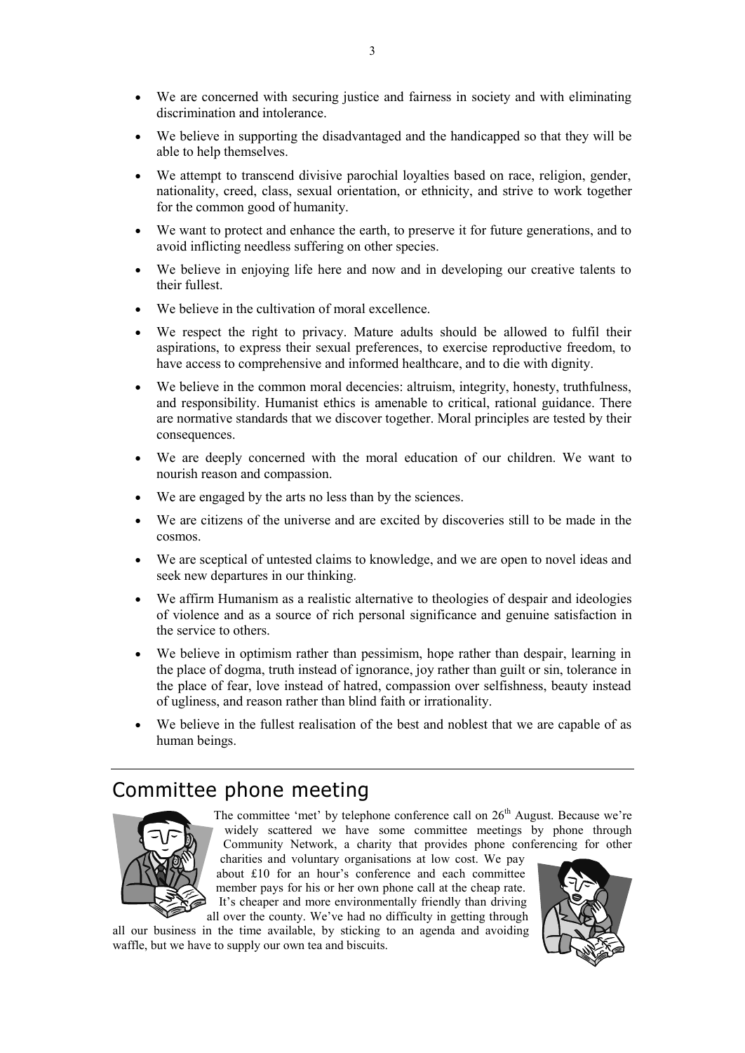- We are concerned with securing justice and fairness in society and with eliminating discrimination and intolerance.
- We believe in supporting the disadvantaged and the handicapped so that they will be able to help themselves.
- We attempt to transcend divisive parochial loyalties based on race, religion, gender, nationality, creed, class, sexual orientation, or ethnicity, and strive to work together for the common good of humanity.
- We want to protect and enhance the earth, to preserve it for future generations, and to avoid inflicting needless suffering on other species.
- We believe in enjoying life here and now and in developing our creative talents to their fullest.
- We believe in the cultivation of moral excellence.
- We respect the right to privacy. Mature adults should be allowed to fulfil their aspirations, to express their sexual preferences, to exercise reproductive freedom, to have access to comprehensive and informed healthcare, and to die with dignity.
- We believe in the common moral decencies: altruism, integrity, honesty, truthfulness, and responsibility. Humanist ethics is amenable to critical, rational guidance. There are normative standards that we discover together. Moral principles are tested by their consequences.
- We are deeply concerned with the moral education of our children. We want to nourish reason and compassion.
- We are engaged by the arts no less than by the sciences.
- We are citizens of the universe and are excited by discoveries still to be made in the cosmos.
- We are sceptical of untested claims to knowledge, and we are open to novel ideas and seek new departures in our thinking.
- We affirm Humanism as a realistic alternative to theologies of despair and ideologies of violence and as a source of rich personal significance and genuine satisfaction in the service to others.
- We believe in optimism rather than pessimism, hope rather than despair, learning in the place of dogma, truth instead of ignorance, joy rather than guilt or sin, tolerance in the place of fear, love instead of hatred, compassion over selfishness, beauty instead of ugliness, and reason rather than blind faith or irrationality.
- We believe in the fullest realisation of the best and noblest that we are capable of as human beings.

## Committee phone meeting

The committee 'met' by telephone conference call on 26th August. Because we're widely scattered we have some committee meetings by phone through Community Network, a charity that provides phone conferencing for other charities and voluntary organisations at low cost. We pay about £10 for an hour's conference and each committee member pays for his or her own phone call at the cheap rate. It's cheaper and more environmentally friendly than driving all over the county. We've had no difficulty in getting through all our business in the time available, by sticking to an agenda and avoiding waffle, but we have to supply our own tea and biscuits.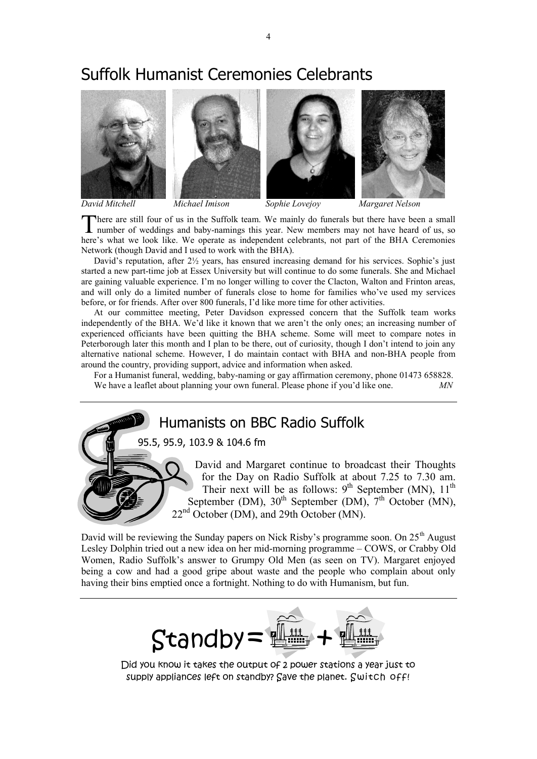# Suffolk Humanist Ceremonies Celebrants

*David Mitchell* *Michael Imison* *Sophie Lovejoy* *Margaret Nelson*

There are still four of us in the Suffolk team. We mainly do funerals but there have been a small number of weddings and baby-namings this year. New members may not have heard of us, so here's what we look like. We operate as independent celebrants, not part of the BHA Ceremonies Network (though David and I used to work with the BHA).

David's reputation, after 2½ years, has ensured increasing demand for his services. Sophie's just started a new part-time job at Essex University but will continue to do some funerals. She and Michael are gaining valuable experience. I'm no longer willing to cover the Clacton, Walton and Frinton areas, and will only do a limited number of funerals close to home for families who've used my services before, or for friends. After over 800 funerals, I'd like more time for other activities.

At our committee meeting, Peter Davidson expressed concern that the Suffolk team works independently of the BHA. We'd like it known that we aren't the only ones; an increasing number of experienced officiants have been quitting the BHA scheme. Some will meet to compare notes in Peterborough later this month and I plan to be there, out of curiosity, though I don't intend to join any alternative national scheme. However, I do maintain contact with BHA and non-BHA people from around the country, providing support, advice and information when asked.

For a Humanist funeral, wedding, baby-naming or gay affirmation ceremony, phone 01473 658828. We have a leaflet about planning your own funeral. Please phone if you'd like one. *MN*

## Humanists on BBC Radio Suffolk

95.5, 95.9, 103.9 & 104.6 fm

David and Margaret continue to broadcast their Thoughts for the Day on Radio Suffolk at about 7.25 to 7.30 am. Their next will be as follows: 9th September (MN), 11th September (DM), 30th September (DM), 7th October (MN), 22nd October (DM), and 29th October (MN).

David will be reviewing the Sunday papers on Nick Risby's programme soon. On 25th August Lesley Dolphin tried out a new idea on her mid-morning programme – COWS, or Crabby Old Women, Radio Suffolk's answer to Grumpy Old Men (as seen on TV). Margaret enjoyed being a cow and had a good gripe about waste and the people who complain about only having their bins emptied once a fortnight. Nothing to do with Humanism, but fun.

Standby = + 

Did you know it takes the output of 2 power stations a year just to supply appliances left on standby? Save the planet. Switch off!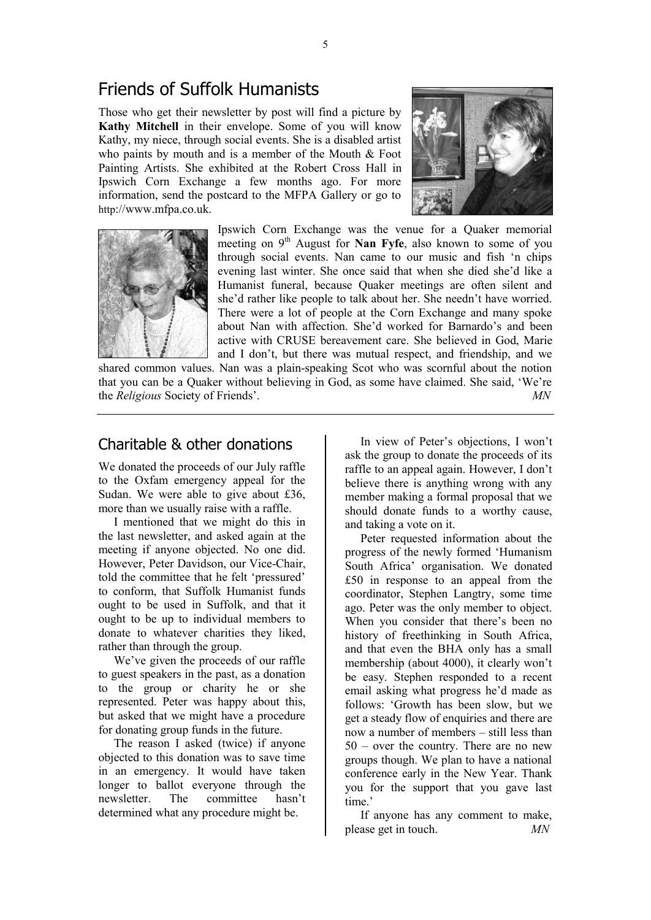## Friends of Suffolk Humanists

Those who get their newsletter by post will find a picture by **Kathy Mitchell** in their envelope. Some of you will know Kathy, my niece, through social events. She is a disabled artist who paints by mouth and is a member of the Mouth & Foot Painting Artists. She exhibited at the Robert Cross Hall in Ipswich Corn Exchange a few months ago. For more information, send the postcard to the MFPA Gallery or go to http://www.mfpa.co.uk.

Ipswich Corn Exchange was the venue for a Quaker memorial meeting on 9th August for **Nan Fyfe**, also known to some of you through social events. Nan came to our music and fish 'n chips evening last winter. She once said that when she died she'd like a Humanist funeral, because Quaker meetings are often silent and she'd rather like people to talk about her. She needn't have worried. There were a lot of people at the Corn Exchange and many spoke about Nan with affection. She'd worked for Barnardo's and been active with CRUSE bereavement care. She believed in God, Marie and I don't, but there was mutual respect, and friendship, and we shared common values. Nan was a plain-speaking Scot who was scornful about the notion that you can be a Quaker without believing in God, as some have claimed. She said, 'We're the *Religious* Society of Friends'. *MN*

## Charitable & other donations

We donated the proceeds of our July raffle to the Oxfam emergency appeal for the Sudan. We were able to give about £36, more than we usually raise with a raffle.

I mentioned that we might do this in the last newsletter, and asked again at the meeting if anyone objected. No one did. However, Peter Davidson, our Vice-Chair, told the committee that he felt 'pressured' to conform, that Suffolk Humanist funds ought to be used in Suffolk, and that it ought to be up to individual members to donate to whatever charities they liked, rather than through the group.

We've given the proceeds of our raffle to guest speakers in the past, as a donation to the group or charity he or she represented. Peter was happy about this, but asked that we might have a procedure for donating group funds in the future.

The reason I asked (twice) if anyone objected to this donation was to save time in an emergency. It would have taken longer to ballot everyone through the newsletter. The committee hasn't determined what any procedure might be.

In view of Peter's objections, I won't ask the group to donate the proceeds of its raffle to an appeal again. However, I don't believe there is anything wrong with any member making a formal proposal that we should donate funds to a worthy cause, and taking a vote on it.

Peter requested information about the progress of the newly formed 'Humanism South Africa' organisation. We donated £50 in response to an appeal from the coordinator, Stephen Langtry, some time ago. Peter was the only member to object. When you consider that there's been no history of freethinking in South Africa, and that even the BHA only has a small membership (about 4000), it clearly won't be easy. Stephen responded to a recent email asking what progress he'd made as follows: 'Growth has been slow, but we get a steady flow of enquiries and there are now a number of members – still less than 50 – over the country. There are no new groups though. We plan to have a national conference early in the New Year. Thank you for the support that you gave last time.'

If anyone has any comment to make, please get in touch. *MN*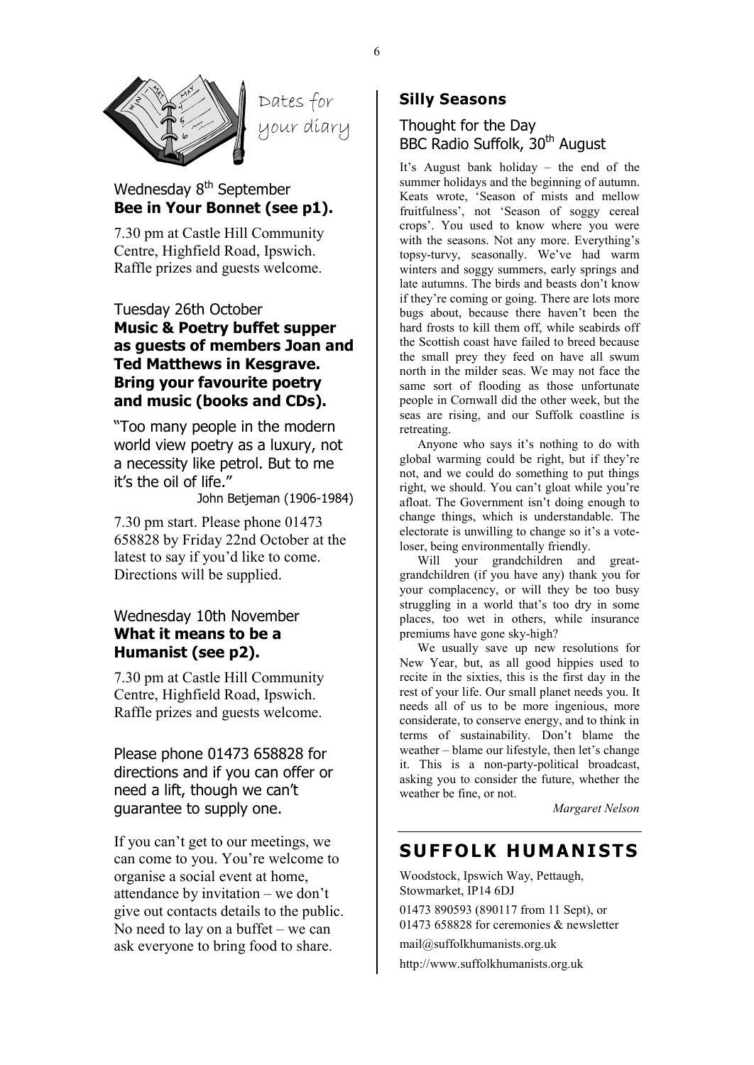Dates for your diary

### Wednesday 8th September
**Bee in Your Bonnet (see p1).**

7.30 pm at Castle Hill Community Centre, Highfield Road, Ipswich. Raffle prizes and guests welcome.

### Tuesday 26th October
**Music & Poetry buffet supper as guests of members Joan and Ted Matthews in Kesgrave. Bring your favourite poetry and music (books and CDs).**

"Too many people in the modern world view poetry as a luxury, not a necessity like petrol. But to me it's the oil of life."

John Betjeman (1906-1984)

7.30 pm start. Please phone 01473 658828 by Friday 22nd October at the latest to say if you'd like to come. Directions will be supplied.

### Wednesday 10th November
**What it means to be a Humanist (see p2).**

7.30 pm at Castle Hill Community Centre, Highfield Road, Ipswich. Raffle prizes and guests welcome.

Please phone 01473 658828 for directions and if you can offer or need a lift, though we can't guarantee to supply one.

If you can't get to our meetings, we can come to you. You're welcome to organise a social event at home, attendance by invitation – we don't give out contacts details to the public. No need to lay on a buffet – we can ask everyone to bring food to share.

## Silly Seasons

### Thought for the Day BBC Radio Suffolk, 30th August

It's August bank holiday – the end of the summer holidays and the beginning of autumn. Keats wrote, 'Season of mists and mellow fruitfulness', not 'Season of soggy cereal crops'. You used to know where you were with the seasons. Not any more. Everything's topsy-turvy, seasonally. We've had warm winters and soggy summers, early springs and late autumns. The birds and beasts don't know if they're coming or going. There are lots more bugs about, because there haven't been the hard frosts to kill them off, while seabirds off the Scottish coast have failed to breed because the small prey they feed on have all swum north in the milder seas. We may not face the same sort of flooding as those unfortunate people in Cornwall did the other week, but the seas are rising, and our Suffolk coastline is retreating.

Anyone who says it's nothing to do with global warming could be right, but if they're not, and we could do something to put things right, we should. You can't gloat while you're afloat. The Government isn't doing enough to change things, which is understandable. The electorate is unwilling to change so it's a vote-loser, being environmentally friendly.

Will your grandchildren and great-grandchildren (if you have any) thank you for your complacency, or will they be too busy struggling in a world that's too dry in some places, too wet in others, while insurance premiums have gone sky-high?

We usually save up new resolutions for New Year, but, as all good hippies used to recite in the sixties, this is the first day in the rest of your life. Our small planet needs you. It needs all of us to be more ingenious, more considerate, to conserve energy, and to think in terms of sustainability. Don't blame the weather – blame our lifestyle, then let's change it. This is a non-party-political broadcast, asking you to consider the future, whether the weather be fine, or not.

*Margaret Nelson*

## SUFFOLK HUMANISTS

Woodstock, Ipswich Way, Pettaugh, Stowmarket, IP14 6DJ

01473 890593 (890117 from 11 Sept), or 01473 658828 for ceremonies & newsletter

mail@suffolkhumanists.org.uk

http://www.suffolkhumanists.org.uk